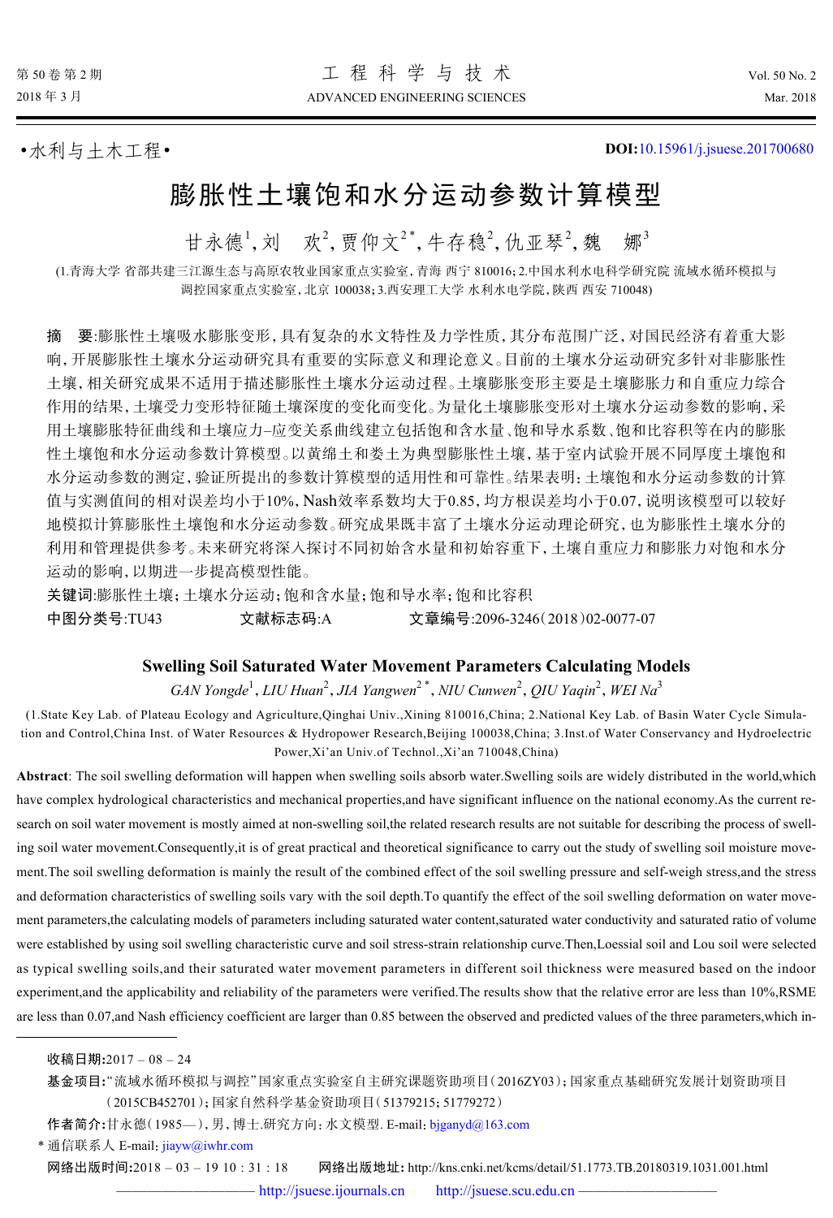•水利与土木工程•

DOI:10.15961/j.jsuese.201700680

# 膨胀性土壤饱和水分运动参数计算模型

甘永德[1],刘　欢[2],贾仰文[2*],牛存稳[2],仇亚琴[2],魏　娜[3]

(1.青海大学 省部共建三江源生态与高原农牧业国家重点实验室,青海 西宁 810016;2.中国水利水电科学研究院 流域水循环模拟与调控国家重点实验室,北京 100038;3.西安理工大学 水利水电学院,陕西 西安 710048)

**摘　要**:膨胀性土壤吸水膨胀变形,具有复杂的水文特性及力学性质,其分布范围广泛,对国民经济有着重大影响,开展膨胀性土壤水分运动研究具有重要的实际意义和理论意义。目前的土壤水分运动研究多针对非膨胀性土壤,相关研究成果不适用于描述膨胀性土壤水分运动过程。土壤膨胀变形主要是土壤膨胀力和自重应力综合作用的结果,土壤受力变形特征随土壤深度的变化而变化。为量化土壤膨胀变形对土壤水分运动参数的影响,采用土壤膨胀特征曲线和土壤应力–应变关系曲线建立包括饱和含水量、饱和导水系数、饱和比容积等在内的膨胀性土壤饱和水分运动参数计算模型。以黄绵土和娄土为典型膨胀性土壤,基于室内试验开展不同厚度土壤饱和水分运动参数的测定,验证所提出的参数计算模型的适用性和可靠性。结果表明:土壤饱和水分运动参数的计算值与实测值间的相对误差均小于10%,Nash效率系数均大于0.85,均方根误差均小于0.07,说明该模型可以较好地模拟计算膨胀性土壤饱和水分运动参数。研究成果既丰富了土壤水分运动理论研究,也为膨胀性土壤水分的利用和管理提供参考。未来研究将深入探讨不同初始含水量和初始容重下,土壤自重应力和膨胀力对饱和水分运动的影响,以期进一步提高模型性能。

**关键词**:膨胀性土壤;土壤水分运动;饱和含水量;饱和导水率;饱和比容积

**中图分类号**:TU43　　　**文献标志码**:A　　　**文章编号**:2096-3246(2018)02-0077-07

## Swelling Soil Saturated Water Movement Parameters Calculating Models

*GAN Yongde*[1], *LIU Huan*[2], *JIA Yangwen*[2*], *NIU Cunwen*[2], *QIU Yaqin*[2], *WEI Na*[3]

(1.State Key Lab. of Plateau Ecology and Agriculture,Qinghai Univ.,Xining 810016,China; 2.National Key Lab. of Basin Water Cycle Simulation and Control,China Inst. of Water Resources & Hydropower Research,Beijing 100038,China; 3.Inst.of Water Conservancy and Hydroelectric Power,Xi'an Univ.of Technol.,Xi'an 710048,China)

**Abstract**: The soil swelling deformation will happen when swelling soils absorb water.Swelling soils are widely distributed in the world,which have complex hydrological characteristics and mechanical properties,and have significant influence on the national economy.As the current research on soil water movement is mostly aimed at non-swelling soil,the related research results are not suitable for describing the process of swelling soil water movement.Consequently,it is of great practical and theoretical significance to carry out the study of swelling soil moisture movement.The soil swelling deformation is mainly the result of the combined effect of the soil swelling pressure and self-weigh stress,and the stress and deformation characteristics of swelling soils vary with the soil depth.To quantify the effect of the soil swelling deformation on water movement parameters,the calculating models of parameters including saturated water content,saturated water conductivity and saturated ratio of volume were established by using soil swelling characteristic curve and soil stress-strain relationship curve.Then,Loessial soil and Lou soil were selected as typical swelling soils,and their saturated water movement parameters in different soil thickness were measured based on the indoor experiment,and the applicability and reliability of the parameters were verified.The results show that the relative error are less than 10%,RSME are less than 0.07,and Nash efficiency coefficient are larger than 0.85 between the observed and predicted values of the three parameters,which in-

---

**收稿日期**:2017 – 08 – 24

**基金项目**:"流域水循环模拟与调控"国家重点实验室自主研究课题资助项目(2016ZY03);国家重点基础研究发展计划资助项目(2015CB452701);国家自然科学基金资助项目(51379215;51779272)

**作者简介**:甘永德(1985—),男,博士.研究方向:水文模型. E-mail: bjganyd@163.com

\* 通信联系人 E-mail: jiayw@iwhr.com

**网络出版时间**:2018 – 03 – 19 10 : 31 : 18　　**网络出版地址**: http://kns.cnki.net/kcms/detail/51.1773.TB.20180319.1031.001.html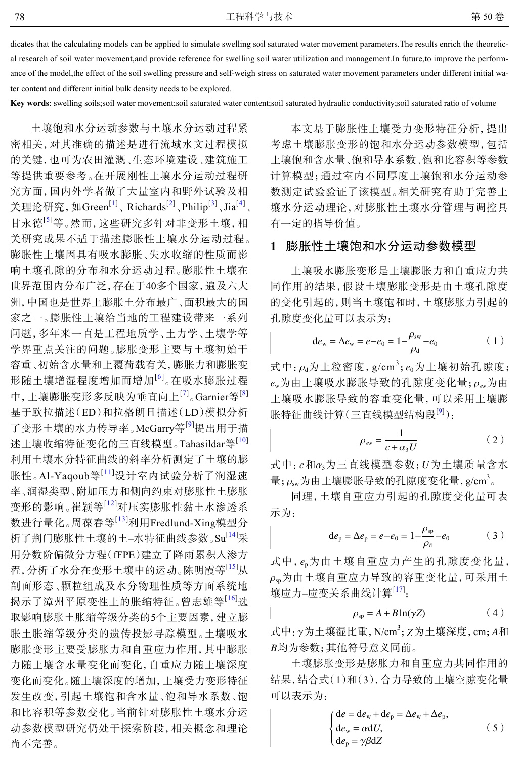dicates that the calculating models can be applied to simulate swelling soil saturated water movement parameters.The results enrich the theoretical research of soil water movement,and provide reference for swelling soil water utilization and management.In future,to improve the performance of the model,the effect of the soil swelling pressure and self-weigh stress on saturated water movement parameters under different initial water content and different initial bulk density needs to be explored.

**Key words**: swelling soils;soil water movement;soil saturated water content;soil saturated hydraulic conductivity;soil saturated ratio of volume

土壤饱和水分运动参数与土壤水分运动过程紧密相关，对其准确的描述是进行流域水文过程模拟的关键，也可为农田灌溉、生态环境建设、建筑施工等提供重要参考。在开展刚性土壤水分运动过程研究方面，国内外学者做了大量室内和野外试验及相关理论研究，如Green[1]、Richards[2]、Philip[3]、Jia[4]、甘永德[5]等。然而，这些研究多针对非变形土壤，相关研究成果不适于描述膨胀性土壤水分运动过程。膨胀性土壤因具有吸水膨胀、失水收缩的性质而影响土壤孔隙的分布和水分运动过程。膨胀性土壤在世界范围内分布广泛，存在于40多个国家，遍及六大洲，中国也是世界上膨胀土分布最广、面积最大的国家之一。膨胀性土壤给当地的工程建设带来一系列问题，多年来一直是工程地质学、土力学、土壤学等学界重点关注的问题。膨胀变形主要与土壤初始干容重、初始含水量和上覆荷载有关，膨胀力和膨胀变形随土壤增湿程度增加而增加[6]。在吸水膨胀过程中，土壤膨胀变形多反映为垂直向上[7]。Garnier等[8]基于欧拉描述（ED）和拉格朗日描述（LD）模拟分析了变形土壤的水力传导率。McGarry等[9]提出用于描述土壤收缩特征变化的三直线模型。Tahasildar等[10]利用土壤水分特征曲线的斜率分析测定了土壤的膨胀性。Al-Yaqoub等[11]设计室内试验分析了润湿速率、润湿类型、附加压力和侧向约束对膨胀性土膨胀变形的影响。崔颖等[12]对压实膨胀性黏土水渗透系数进行量化。周葆春等[13]利用Fredlund-Xing模型分析了荆门膨胀性土壤的土–水特征曲线参数。Su[14]采用分数阶偏微分方程（fPE）建立了降雨累积入渗方程，分析了水分在变形土壤中的运动。陈明霞等[15]从剖面形态、颗粒组成及水分物理性质等方面系统地揭示了漳州平原变性土的胀缩特征。曾志雄等[16]选取影响膨胀土胀缩等级分类的5个主要因素，建立膨胀土胀缩等级分类的遗传投影寻踪模型。土壤吸水膨胀变形主要受膨胀力和自重应力作用，其中膨胀力随土壤含水量变化而变化，自重应力随土壤深度变化而变化。随土壤深度的增加，土壤受力变形特征发生改变，引起土壤饱和含水量、饱和导水系数、饱和比容积等参数变化。当前针对膨胀性土壤水分运动参数模型研究仍处于探索阶段，相关概念和理论尚不完善。

本文基于膨胀性土壤受力变形特征分析，提出考虑土壤膨胀变形的饱和水分运动参数模型，包括土壤饱和含水量、饱和导水系数、饱和比容积等参数计算模型；通过室内不同厚度土壤饱和水分运动参数测定试验验证了该模型。相关研究有助于完善土壤水分运动理论，对膨胀性土壤水分管理与调控具有一定的指导价值。

## 1 膨胀性土壤饱和水分运动参数模型

土壤吸水膨胀变形是土壤膨胀力和自重应力共同作用的结果，假设土壤膨胀变形是由土壤孔隙度的变化引起的，则当土壤饱和时，土壤膨胀力引起的孔隙度变化量可以表示为：

$$\mathrm{d}e_{\mathrm{w}} = \Delta e_{\mathrm{w}} = e - e_0 = 1 - \frac{\rho_{\mathrm{sw}}}{\rho_{\mathrm{d}}} - e_0 \tag{1}$$

式中：$\rho_{\mathrm{d}}$为土粒密度，g/cm$^3$；$e_0$为土壤初始孔隙度；$e_{\mathrm{w}}$为由土壤吸水膨胀导致的孔隙度变化量；$\rho_{\mathrm{sw}}$为由土壤吸水膨胀导致的容重变化量，可以采用土壤膨胀特征曲线计算（三直线模型结构段[9]）：

$$\rho_{\mathrm{sw}} = \frac{1}{c + \alpha_3 U} \tag{2}$$

式中：$c$和$\alpha_3$为三直线模型参数；$U$为土壤质量含水量；$\rho_{\mathrm{sw}}$为由土壤膨胀导致的孔隙度变化量，g/cm$^3$。

同理，土壤自重应力引起的孔隙度变化量可表示为：

$$\mathrm{d}e_{\mathrm{p}} = \Delta e_{\mathrm{p}} = e - e_0 = 1 - \frac{\rho_{\mathrm{sp}}}{\rho_{\mathrm{d}}} - e_0 \tag{3}$$

式中，$e_{\mathrm{p}}$为由土壤自重应力产生的孔隙度变化量，$\rho_{\mathrm{sp}}$为由土壤自重应力导致的容重变化量，可采用土壤应力–应变关系曲线计算[17]：

$$\rho_{\mathrm{sp}} = A + B\ln(\gamma Z) \tag{4}$$

式中：$\gamma$为土壤湿比重，N/cm$^3$；$Z$为土壤深度，cm；$A$和$B$均为参数；其他符号意义同前。

土壤膨胀变形是膨胀力和自重应力共同作用的结果，结合式（1）和（3），合力导致的土壤空隙变化量可以表示为：

$$\begin{cases} \mathrm{d}e = \mathrm{d}e_{\mathrm{w}} + \mathrm{d}e_{\mathrm{p}} = \Delta e_{\mathrm{w}} + \Delta e_{\mathrm{p}}, \\ \mathrm{d}e_{\mathrm{w}} = \alpha \mathrm{d}U, \\ \mathrm{d}e_{\mathrm{p}} = \gamma\beta \mathrm{d}Z \end{cases} \tag{5}$$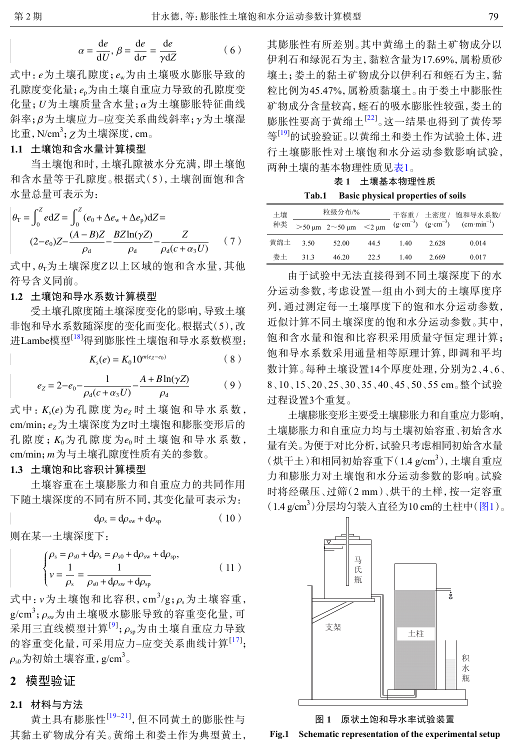$$\alpha = \frac{\mathrm{d}e}{\mathrm{d}U}, \beta = \frac{\mathrm{d}e}{\mathrm{d}\sigma} = \frac{\mathrm{d}e}{\gamma \mathrm{d}Z} \tag{6}$$

式中：$e$为土壤孔隙度；$e_w$为由土壤吸水膨胀导致的孔隙度变化量；$e_p$为由土壤自重应力导致的孔隙度变化量；$U$为土壤质量含水量；$\alpha$为土壤膨胀特征曲线斜率；$\beta$为土壤应力–应变关系曲线斜率；$\gamma$为土壤湿比重，N/cm$^3$；$Z$为土壤深度，cm。

### 1.1 土壤饱和含水量计算模型

当土壤饱和时，土壤孔隙被水分充满，即土壤饱和含水量等于孔隙度。根据式(5)，土壤剖面饱和含水量总量可表示为：

$$\theta_T = \int_0^Z e\mathrm{d}Z = \int_0^Z (e_0 + \Delta e_w + \Delta e_p)\mathrm{d}Z = (2-e_0)Z - \frac{(A-B)Z}{\rho_d} - \frac{BZ\ln(\gamma Z)}{\rho_d} - \frac{Z}{\rho_d(c+\alpha_3 U)} \tag{7}$$

式中，$\theta_T$为土壤深度$Z$以上区域的饱和含水量，其他符号含义同前。

### 1.2 土壤饱和导水系数计算模型

受土壤孔隙度随土壤深度变化的影响，导致土壤非饱和导水系数随深度的变化而变化。根据式(5)，改进Lambe模型[18]得到膨胀性土壤饱和导水系数模型：

$$K_s(e) = K_0 10^{m(e_Z - e_0)} \tag{8}$$

$$e_Z = 2 - e_0 - \frac{1}{\rho_d(c+\alpha_3 U)} - \frac{A + B\ln(\gamma Z)}{\rho_d} \tag{9}$$

式中：$K_s(e)$为孔隙度为$e_Z$时土壤饱和导水系数，cm/min；$e_Z$为土壤深度为$Z$时土壤饱和膨胀变形后的孔隙度；$K_0$为孔隙度为$e_0$时土壤饱和导水系数，cm/min；$m$为与土壤孔隙度性质有关的参数。

### 1.3 土壤饱和比容积计算模型

土壤容重在土壤膨胀力和自重应力的共同作用下随土壤深度的不同有所不同，其变化量可表示为：

$$\mathrm{d}\rho_s = \mathrm{d}\rho_{sw} + \mathrm{d}\rho_{sp} \tag{10}$$

则在某一土壤深度下：

$$\begin{cases} \rho_s = \rho_{s0} + \mathrm{d}\rho_s = \rho_{s0} + \mathrm{d}\rho_{sw} + \mathrm{d}\rho_{sp}, \\ v = \dfrac{1}{\rho_s} = \dfrac{1}{\rho_{s0} + \mathrm{d}\rho_{sw} + \mathrm{d}\rho_{sp}} \end{cases} \tag{11}$$

式中：$v$为土壤饱和比容积，cm$^3$/g；$\rho_s$为土壤容重，g/cm$^3$；$\rho_{sw}$为由土壤吸水膨胀导致的容重变化量，可采用三直线模型计算[9]；$\rho_{sp}$为由土壤自重应力导致的容重变化量，可采用应力–应变关系曲线计算[17]；$\rho_{s0}$为初始土壤容重，g/cm$^3$。

## 2 模型验证

### 2.1 材料与方法

黄土具有膨胀性[19–21]，但不同黄土的膨胀性与其黏土矿物成分有关。黄绵土和娄土作为典型黄土，其膨胀性有所差别。其中黄绵土的黏土矿物成分以伊利石和绿泥石为主，黏粒含量为17.69%，属粉质砂壤土；娄土的黏土矿物成分以伊利石和蛭石为主，黏粒比例为45.47%，属粉质黏壤土。由于娄土中膨胀性矿物成分含量较高，蛭石的吸水膨胀性较强，娄土的膨胀性要高于黄绵土[22]。这一结果也得到了黄传琴等[19]的试验验证。以黄绵土和娄土作为试验土体，进行土壤膨胀性对土壤饱和水分运动参数影响试验，两种土壤的基本物理性质见表1。

表 1 土壤基本物理性质

Tab.1 Basic physical properties of soils

| 土壤种类 | 粒级分布/% | | | 干容重/(g·cm$^{-3}$) | 土密度/(g·cm$^{-3}$) | 饱和导水系数/(cm·min$^{-1}$) |
|---|---|---|---|---|---|---|
| | >50 μm | 2～50 μm | <2 μm | | | |
| 黄绵土 | 3.50 | 52.00 | 44.5 | 1.40 | 2.628 | 0.014 |
| 娄土 | 31.3 | 46.20 | 22.5 | 1.40 | 2.669 | 0.017 |

由于试验中无法直接得到不同土壤深度下的水分运动参数，考虑设置一组由小到大的土壤厚度序列，通过测定每一土壤厚度下的饱和水分运动参数，近似计算不同土壤深度的饱和水分运动参数。其中，饱和含水量和饱和比容积采用质量守恒定理计算；饱和导水系数采用通量相等原理计算，即调和平均数计算。每种土壤设置14个厚度处理，分别为2、4、6、8、10、15、20、25、30、35、40、45、50、55 cm。整个试验过程设置3个重复。

土壤膨胀变形主要受土壤膨胀力和自重应力影响，土壤膨胀力和自重应力均与土壤初始容重、初始含水量有关。为便于对比分析，试验只考虑相同初始含水量（烘干土）和相同初始容重下（1.4 g/cm$^3$），土壤自重应力和膨胀力对土壤饱和水分运动参数的影响。试验时将经碾压、过筛（2 mm）、烘干的土样，按一定容重（1.4 g/cm$^3$）分层均匀装入直径为10 cm的土柱中（图1）。

图 1 原状土饱和导水率试验装置

Fig.1 Schematic representation of the experimental setup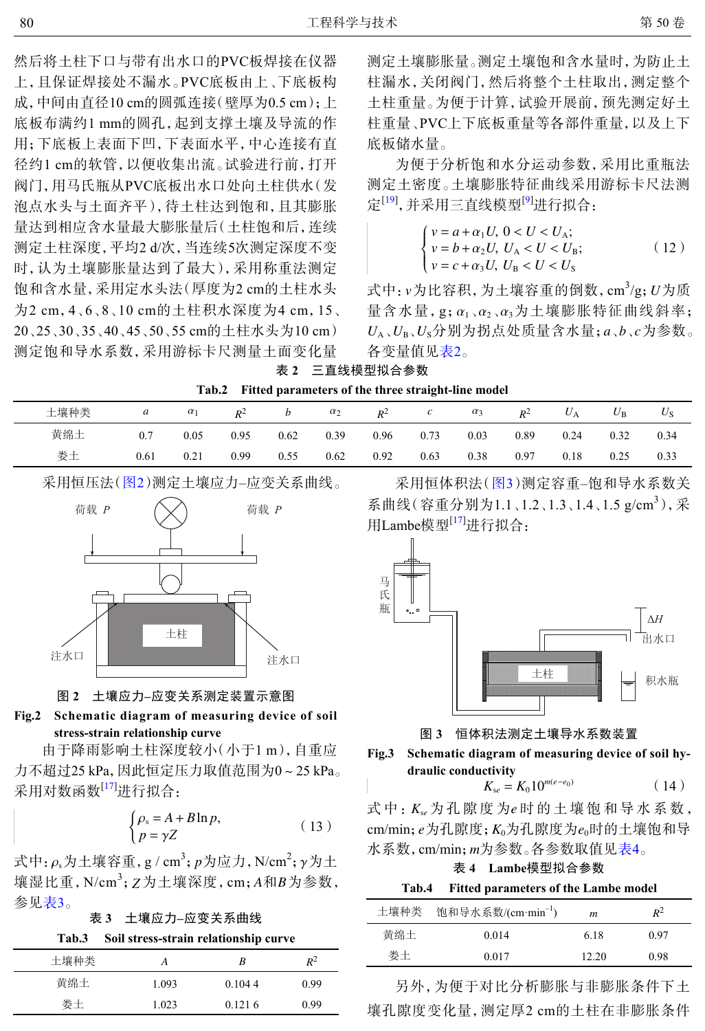然后将土柱下口与带有出水口的PVC板焊接在仪器上，且保证焊接处不漏水。PVC底板由上、下底板构成，中间由直径10 cm的圆弧连接（壁厚为0.5 cm）；上底板布满约1 mm的圆孔，起到支撑土壤及导流的作用；下底板上表面下凹，下表面水平，中心连接有直径约1 cm的软管，以便收集出流。试验进行前，打开阀门，用马氏瓶从PVC底板出水口处向土柱供水（发泡点水头与土面齐平），待土柱达到饱和，且其膨胀量达到相应含水量最大膨胀量后（土柱饱和后，连续测定土柱深度，平均2 d/次，当连续5次测定深度不变时，认为土壤膨胀量达到了最大），采用称重法测定饱和含水量，采用定水头法（厚度为2 cm的土柱水头为2 cm，4、6、8、10 cm的土柱积水深度为4 cm，15、20、25、30、35、40、45、50、55 cm的土柱水头为10 cm）测定饱和导水系数，采用游标卡尺测量土面变化量测定土壤膨胀量。测定土壤饱和含水量时，为防止土柱漏水，关闭阀门，然后将整个土柱取出，测定整个土柱重量。为便于计算，试验开展前，预先测定好土柱重量、PVC上下底板重量等各部件重量，以及上下底板储水量。

为便于分析饱和水分运动参数，采用比重瓶法测定土密度。土壤膨胀特征曲线采用游标卡尺法测定[19]，并采用三直线模型[9]进行拟合：

$$
\begin{cases}
v = a + \alpha_1 U,\ 0 < U < U_A; \\
v = b + \alpha_2 U,\ U_A < U < U_B; \\
v = c + \alpha_3 U,\ U_B < U < U_S
\end{cases}
\tag{12}
$$

式中：$v$为比容积，为土壤容重的倒数，$cm^3/g$；$U$为质量含水量，g；$\alpha_1$、$\alpha_2$、$\alpha_3$为土壤膨胀特征曲线斜率；$U_A$、$U_B$、$U_S$分别为拐点处质量含水量；$a$、$b$、$c$为参数。各变量值见表2。

表 2　三直线模型拟合参数

Tab.2　Fitted parameters of the three straight-line model

| 土壤种类 | $a$ | $\alpha_1$ | $R^2$ | $b$ | $\alpha_2$ | $R^2$ | $c$ | $\alpha_3$ | $R^2$ | $U_A$ | $U_B$ | $U_S$ |
|---|---|---|---|---|---|---|---|---|---|---|---|---|
| 黄绵土 | 0.7 | 0.05 | 0.95 | 0.62 | 0.39 | 0.96 | 0.73 | 0.03 | 0.89 | 0.24 | 0.32 | 0.34 |
| 娄土 | 0.61 | 0.21 | 0.99 | 0.55 | 0.62 | 0.92 | 0.63 | 0.38 | 0.97 | 0.18 | 0.25 | 0.33 |

采用恒压法（图2）测定土壤应力–应变关系曲线。

图 2　土壤应力–应变关系测定装置示意图

Fig.2　Schematic diagram of measuring device of soil stress-strain relationship curve

由于降雨影响土柱深度较小（小于1 m），自重应力不超过25 kPa，因此恒定压力取值范围为0～25 kPa。采用对数函数[17]进行拟合：

$$
\begin{cases}
\rho_s = A + B\ln p, \\
p = \gamma Z
\end{cases}
\tag{13}
$$

式中：$\rho_s$为土壤容重，$g/cm^3$；$p$为应力，$N/cm^2$；$\gamma$为土壤湿比重，$N/cm^3$；$Z$为土壤深度，cm；$A$和$B$为参数，参见表3。

表 3　土壤应力–应变关系曲线

Tab.3　Soil stress-strain relationship curve

| 土壤种类 | $A$ | $B$ | $R^2$ |
|---|---|---|---|
| 黄绵土 | 1.093 | 0.104 4 | 0.99 |
| 娄土 | 1.023 | 0.121 6 | 0.99 |

采用恒体积法（图3）测定容重–饱和导水系数关系曲线（容重分别为1.1、1.2、1.3、1.4、1.5 $g/cm^3$），采用Lambe模型[17]进行拟合：

图 3　恒体积法测定土壤导水系数装置

Fig.3　Schematic diagram of measuring device of soil hydraulic conductivity

$$
K_{se} = K_0 10^{m(e-e_0)}
\tag{14}
$$

式中：$K_{se}$为孔隙度为$e$时的土壤饱和导水系数，cm/min；$e$为孔隙度；$K_0$为孔隙度为$e_0$时的土壤饱和导水系数，cm/min；$m$为参数。各参数取值见表4。

表 4　Lambe模型拟合参数

Tab.4　Fitted parameters of the Lambe model

| 土壤种类 | 饱和导水系数/($cm \cdot min^{-1}$) | $m$ | $R^2$ |
|---|---|---|---|
| 黄绵土 | 0.014 | 6.18 | 0.97 |
| 娄土 | 0.017 | 12.20 | 0.98 |

另外，为便于对比分析膨胀与非膨胀条件下土壤孔隙度变化量，测定厚2 cm的土柱在非膨胀条件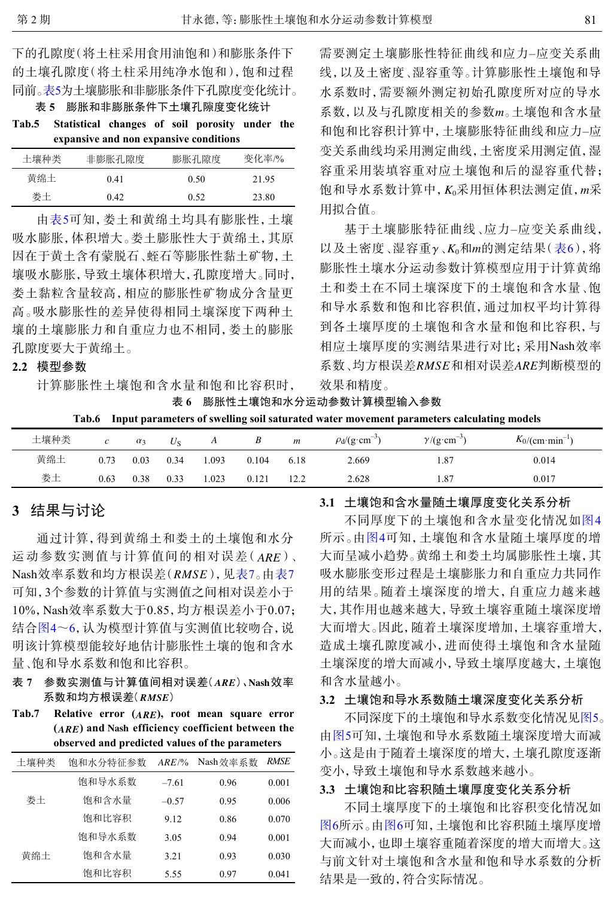下的孔隙度(将土柱采用食用油饱和)和膨胀条件下的土壤孔隙度(将土柱采用纯净水饱和),饱和过程同前。表5为土壤膨胀和非膨胀条件下孔隙度变化统计。

表 5　膨胀和非膨胀条件下土壤孔隙度变化统计

**Tab.5　Statistical changes of soil porosity under the expansive and non expansive conditions**

| 土壤种类 | 非膨胀孔隙度 | 膨胀孔隙度 | 变化率/% |
| --- | --- | --- | --- |
| 黄绵土 | 0.41 | 0.50 | 21.95 |
| 娄土 | 0.42 | 0.52 | 23.80 |

由表5可知,娄土和黄绵土均具有膨胀性,土壤吸水膨胀,体积增大。娄土膨胀性大于黄绵土,其原因在于黄土含有蒙脱石、蛭石等膨胀性黏土矿物,土壤吸水膨胀,导致土壤体积增大,孔隙度增大。同时,娄土黏粒含量较高,相应的膨胀性矿物成分含量更高。吸水膨胀性的差异使得相同土壤深度下两种土壤的土壤膨胀力和自重应力也不相同,娄土的膨胀孔隙度要大于黄绵土。

## 2.2 模型参数

计算膨胀性土壤饱和含水量和饱和比容积时,需要测定土壤膨胀性特征曲线和应力–应变关系曲线,以及土密度、湿容重等。计算膨胀性土壤饱和导水系数时,需要额外测定初始孔隙度所对应的导水系数,以及与孔隙度相关的参数$m$。土壤饱和含水量和饱和比容积计算中,土壤膨胀特征曲线和应力–应变关系曲线均采用测定曲线,土密度采用测定值,湿容重采用装填容重对应土壤饱和后的湿容重代替;饱和导水系数计算中,$K_0$采用恒体积法测定值,$m$采用拟合值。

基于土壤膨胀特征曲线、应力–应变关系曲线,以及土密度、湿容重$\gamma$、$K_0$和$m$的测定结果(表6),将膨胀性土壤水分运动参数计算模型应用于计算黄绵土和娄土在不同土壤深度下的土壤饱和含水量、饱和导水系数和饱和比容积值,通过加权平均计算得到各土壤厚度的土壤饱和含水量和饱和比容积,与相应土壤厚度的实测结果进行对比;采用Nash效率系数、均方根误差$RMSE$和相对误差$ARE$判断模型的效果和精度。

表 6　膨胀性土壤饱和水分运动参数计算模型输入参数

**Tab.6　Input parameters of swelling soil saturated water movement parameters calculating models**

| 土壤种类 | $c$ | $\alpha_3$ | $U_S$ | $A$ | $B$ | $m$ | $\rho_d$/(g·cm$^{-3}$) | $\gamma$/(g·cm$^{-3}$) | $K_0$/(cm·min$^{-1}$) |
| --- | --- | --- | --- | --- | --- | --- | --- | --- | --- |
| 黄绵土 | 0.73 | 0.03 | 0.34 | 1.093 | 0.104 | 6.18 | 2.669 | 1.87 | 0.014 |
| 娄土 | 0.63 | 0.38 | 0.33 | 1.023 | 0.121 | 12.2 | 2.628 | 1.87 | 0.017 |

# 3 结果与讨论

通过计算,得到黄绵土和娄土的土壤饱和水分运动参数实测值与计算值间的相对误差($ARE$)、Nash效率系数和均方根误差($RMSE$),见表7。由表7可知,3个参数的计算值与实测值之间相对误差小于10%,Nash效率系数大于0.85,均方根误差小于0.07;结合图4～6,认为模型计算值与实测值比较吻合,说明该计算模型能较好地估计膨胀性土壤的饱和含水量、饱和导水系数和饱和比容积。

表 7　参数实测值与计算值间相对误差($ARE$)、Nash效率系数和均方根误差($RMSE$)

**Tab.7　Relative error ($ARE$), root mean square error ($ARE$) and Nash efficiency coefficient between the observed and predicted values of the parameters**

| 土壤种类 | 饱和水分特征参数 | $ARE$/% | Nash效率系数 | $RMSE$ |
| --- | --- | --- | --- | --- |
| 娄土 | 饱和导水系数 | –7.61 | 0.96 | 0.001 |
| | 饱和含水量 | –0.57 | 0.95 | 0.006 |
| | 饱和比容积 | 9.12 | 0.86 | 0.070 |
| 黄绵土 | 饱和导水系数 | 3.05 | 0.94 | 0.001 |
| | 饱和含水量 | 3.21 | 0.93 | 0.030 |
| | 饱和比容积 | 5.55 | 0.97 | 0.041 |

## 3.1 土壤饱和含水量随土壤厚度变化关系分析

不同厚度下的土壤饱和含水量变化情况如图4所示。由图4可知,土壤饱和含水量随土壤厚度的增大而呈减小趋势。黄绵土和娄土均属膨胀性土壤,其吸水膨胀变形过程是土壤膨胀力和自重应力共同作用的结果。随着土壤深度的增大,自重应力越来越大,其作用也越来越大,导致土壤容重随土壤深度增大而增大。因此,随着土壤深度增加,土壤容重增大,造成土壤孔隙度减小,进而使得土壤饱和含水量随土壤深度的增大而减小,导致土壤厚度越大,土壤饱和含水量越小。

## 3.2 土壤饱和导水系数随土壤深度变化关系分析

不同深度下的土壤饱和导水系数变化情况见图5。由图5可知,土壤饱和导水系数随土壤深度增大而减小。这是由于随着土壤深度的增大,土壤孔隙度逐渐变小,导致土壤饱和导水系数越来越小。

## 3.3 土壤饱和比容积随土壤厚度变化关系分析

不同土壤厚度下的土壤饱和比容积变化情况如图6所示。由图6可知,土壤饱和比容积随土壤厚度增大而减小,也即土壤容重随着深度的增大而增大。这与前文针对土壤饱和含水量和饱和导水系数的分析结果是一致的,符合实际情况。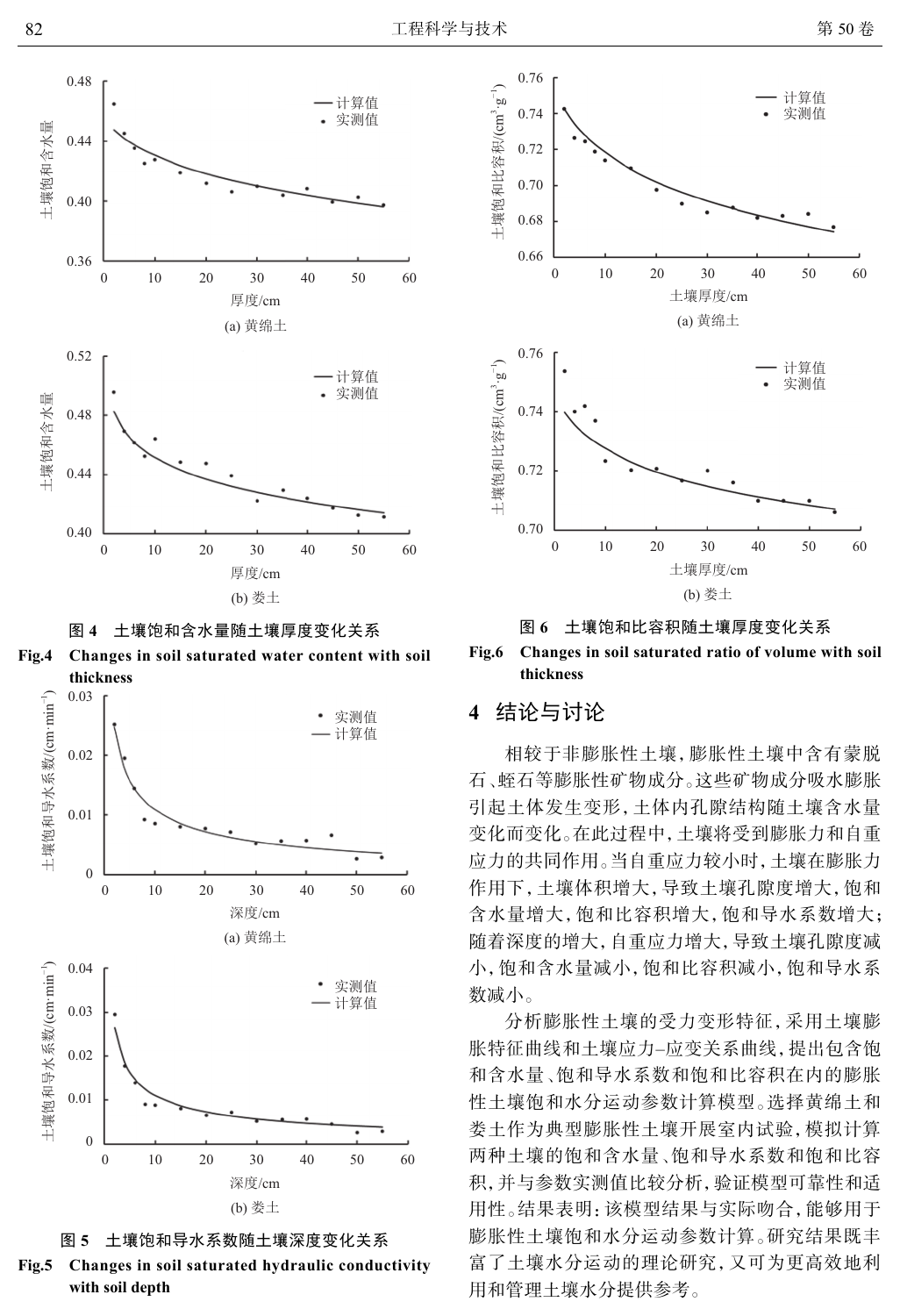图 4　土壤饱和含水量随土壤厚度变化关系

Fig.4　Changes in soil saturated water content with soil thickness

图 5　土壤饱和导水系数随土壤深度变化关系

Fig.5　Changes in soil saturated hydraulic conductivity with soil depth

图 6　土壤饱和比容积随土壤厚度变化关系

Fig.6　Changes in soil saturated ratio of volume with soil thickness

## 4　结论与讨论

相较于非膨胀性土壤，膨胀性土壤中含有蒙脱石、蛭石等膨胀性矿物成分。这些矿物成分吸水膨胀引起土体发生变形，土体内孔隙结构随土壤含水量变化而变化。在此过程中，土壤将受到膨胀力和自重应力的共同作用。当自重应力较小时，土壤在膨胀力作用下，土壤体积增大，导致土壤孔隙度增大，饱和含水量增大，饱和比容积增大，饱和导水系数增大；随着深度的增大，自重应力增大，导致土壤孔隙度减小，饱和含水量减小，饱和比容积减小，饱和导水系数减小。

分析膨胀性土壤的受力变形特征，采用土壤膨胀特征曲线和土壤应力–应变关系曲线，提出包含饱和含水量、饱和导水系数和饱和比容积在内的膨胀性土壤饱和水分运动参数计算模型。选择黄绵土和娄土作为典型膨胀性土壤开展室内试验，模拟计算两种土壤的饱和含水量、饱和导水系数和饱和比容积，并与参数实测值比较分析，验证模型可靠性和适用性。结果表明：该模型结果与实际吻合，能够用于膨胀性土壤饱和水分运动参数计算。研究结果既丰富了土壤水分运动的理论研究，又可为更高效地利用和管理土壤水分提供参考。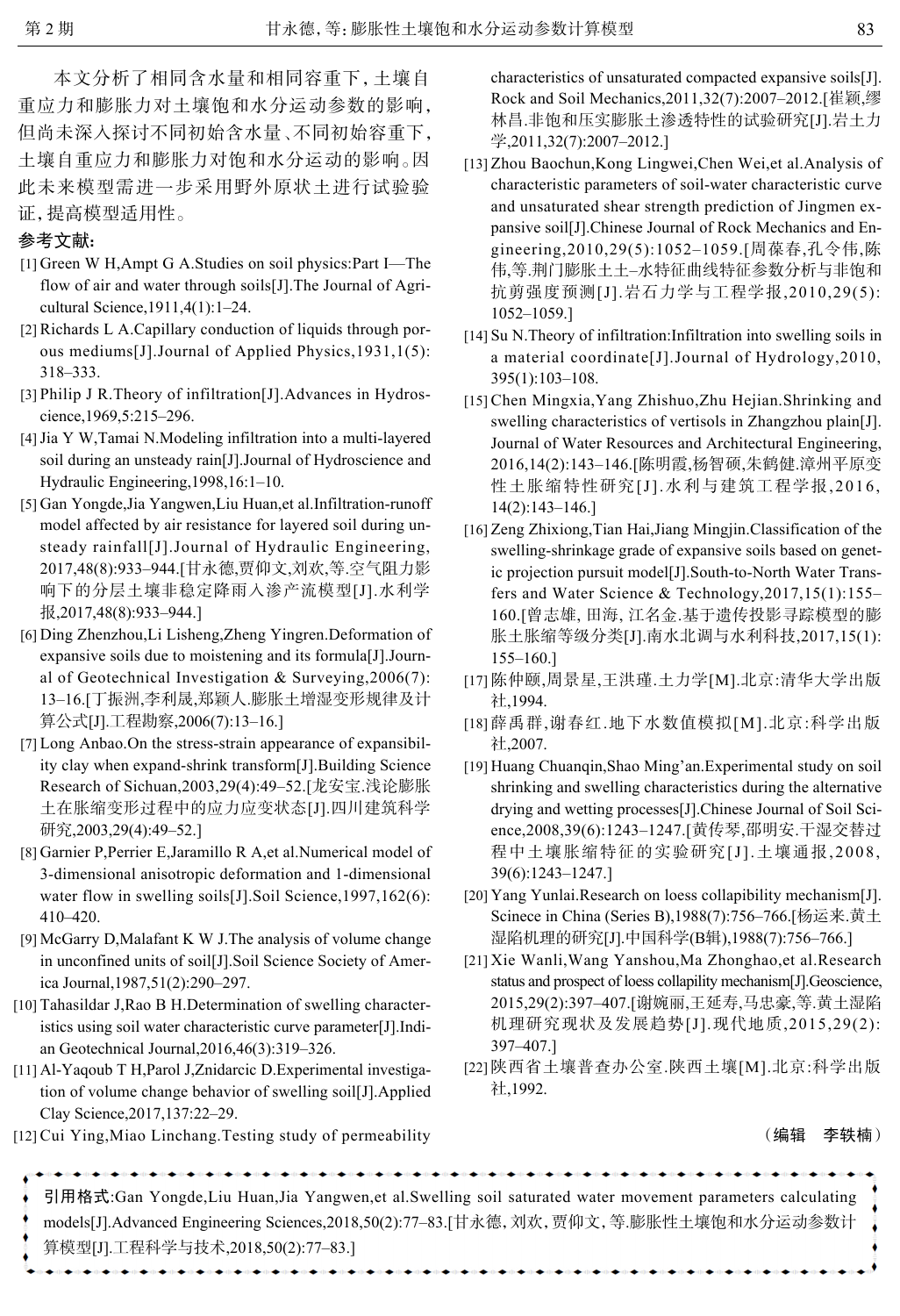本文分析了相同含水量和相同容重下，土壤自重应力和膨胀力对土壤饱和水分运动参数的影响，但尚未深入探讨不同初始含水量、不同初始容重下，土壤自重应力和膨胀力对饱和水分运动的影响。因此未来模型需进一步采用野外原状土进行试验验证，提高模型适用性。

**参考文献：**

[1] Green W H,Ampt G A.Studies on soil physics:Part I—The flow of air and water through soils[J].The Journal of Agricultural Science,1911,4(1):1–24.

[2] Richards L A.Capillary conduction of liquids through porous mediums[J].Journal of Applied Physics,1931,1(5):318–333.

[3] Philip J R.Theory of infiltration[J].Advances in Hydroscience,1969,5:215–296.

[4] Jia Y W,Tamai N.Modeling infiltration into a multi-layered soil during an unsteady rain[J].Journal of Hydroscience and Hydraulic Engineering,1998,16:1–10.

[5] Gan Yongde,Jia Yangwen,Liu Huan,et al.Infiltration-runoff model affected by air resistance for layered soil during unsteady rainfall[J].Journal of Hydraulic Engineering,2017,48(8):933–944.[甘永德,贾仰文,刘欢,等.空气阻力影响下的分层土壤非稳定降雨入渗产流模型[J].水利学报,2017,48(8):933–944.]

[6] Ding Zhenzhou,Li Lisheng,Zheng Yingren.Deformation of expansive soils due to moistening and its formula[J].Journal of Geotechnical Investigation & Surveying,2006(7):13–16.[丁振洲,李利晟,郑颖人.膨胀土增湿变形规律及计算公式[J].工程勘察,2006(7):13–16.]

[7] Long Anbao.On the stress-strain appearance of expansibility clay when expand-shrink transform[J].Building Science Research of Sichuan,2003,29(4):49–52.[龙安宝.浅论膨胀土在胀缩变形过程中的应力应变状态[J].四川建筑科学研究,2003,29(4):49–52.]

[8] Garnier P,Perrier E,Jaramillo R A,et al.Numerical model of 3-dimensional anisotropic deformation and 1-dimensional water flow in swelling soils[J].Soil Science,1997,162(6):410–420.

[9] McGarry D,Malafant K W J.The analysis of volume change in unconfined units of soil[J].Soil Science Society of America Journal,1987,51(2):290–297.

[10] Tahasildar J,Rao B H.Determination of swelling characteristics using soil water characteristic curve parameter[J].Indian Geotechnical Journal,2016,46(3):319–326.

[11] Al-Yaqoub T H,Parol J,Znidarcic D.Experimental investigation of volume change behavior of swelling soil[J].Applied Clay Science,2017,137:22–29.

[12] Cui Ying,Miao Linchang.Testing study of permeability characteristics of unsaturated compacted expansive soils[J].Rock and Soil Mechanics,2011,32(7):2007–2012.[崔颖,缪林昌.非饱和压实膨胀土渗透特性的试验研究[J].岩土力学,2011,32(7):2007–2012.]

[13] Zhou Baochun,Kong Lingwei,Chen Wei,et al.Analysis of characteristic parameters of soil-water characteristic curve and unsaturated shear strength prediction of Jingmen expansive soil[J].Chinese Journal of Rock Mechanics and Engineering,2010,29(5):1052–1059.[周葆春,孔令伟,陈伟,等.荆门膨胀土土–水特征曲线特征参数分析与非饱和抗剪强度预测[J].岩石力学与工程学报,2010,29(5):1052–1059.]

[14] Su N.Theory of infiltration:Infiltration into swelling soils in a material coordinate[J].Journal of Hydrology,2010,395(1):103–108.

[15] Chen Mingxia,Yang Zhishuo,Zhu Hejian.Shrinking and swelling characteristics of vertisols in Zhangzhou plain[J].Journal of Water Resources and Architectural Engineering,2016,14(2):143–146.[陈明霞,杨智硕,朱鹤健.漳州平原变性土胀缩特性研究[J].水利与建筑工程学报,2016,14(2):143–146.]

[16] Zeng Zhixiong,Tian Hai,Jiang Mingjin.Classification of the swelling-shrinkage grade of expansive soils based on genetic projection pursuit model[J].South-to-North Water Transfers and Water Science & Technology,2017,15(1):155–160.[曾志雄, 田海, 江名金.基于遗传投影寻踪模型的膨胀土胀缩等级分类[J].南水北调与水利科技,2017,15(1):155–160.]

[17] 陈仲颐,周景星,王洪瑾.土力学[M].北京:清华大学出版社,1994.

[18] 薛禹群,谢春红.地下水数值模拟[M].北京:科学出版社,2007.

[19] Huang Chuanqin,Shao Ming'an.Experimental study on soil shrinking and swelling characteristics during the alternative drying and wetting processes[J].Chinese Journal of Soil Science,2008,39(6):1243–1247.[黄传琴,邵明安.干湿交替过程中土壤胀缩特征的实验研究[J].土壤通报,2008,39(6):1243–1247.]

[20] Yang Yunlai.Research on loess collapibility mechanism[J].Scinece in China (Series B),1988(7):756–766.[杨运来.黄土湿陷机理的研究[J].中国科学(B辑),1988(7):756–766.]

[21] Xie Wanli,Wang Yanshou,Ma Zhonghao,et al.Research status and prospect of loess collapility mechanism[J].Geoscience,2015,29(2):397–407.[谢婉丽,王延寿,马忠豪,等.黄土湿陷机理研究现状及发展趋势[J].现代地质,2015,29(2):397–407.]

[22] 陕西省土壤普查办公室.陕西土壤[M].北京:科学出版社,1992.

（编辑　李轶楠）

引用格式:Gan Yongde,Liu Huan,Jia Yangwen,et al.Swelling soil saturated water movement parameters calculating models[J].Advanced Engineering Sciences,2018,50(2):77–83.[甘永德, 刘欢, 贾仰文, 等.膨胀性土壤饱和水分运动参数计算模型[J].工程科学与技术,2018,50(2):77–83.]